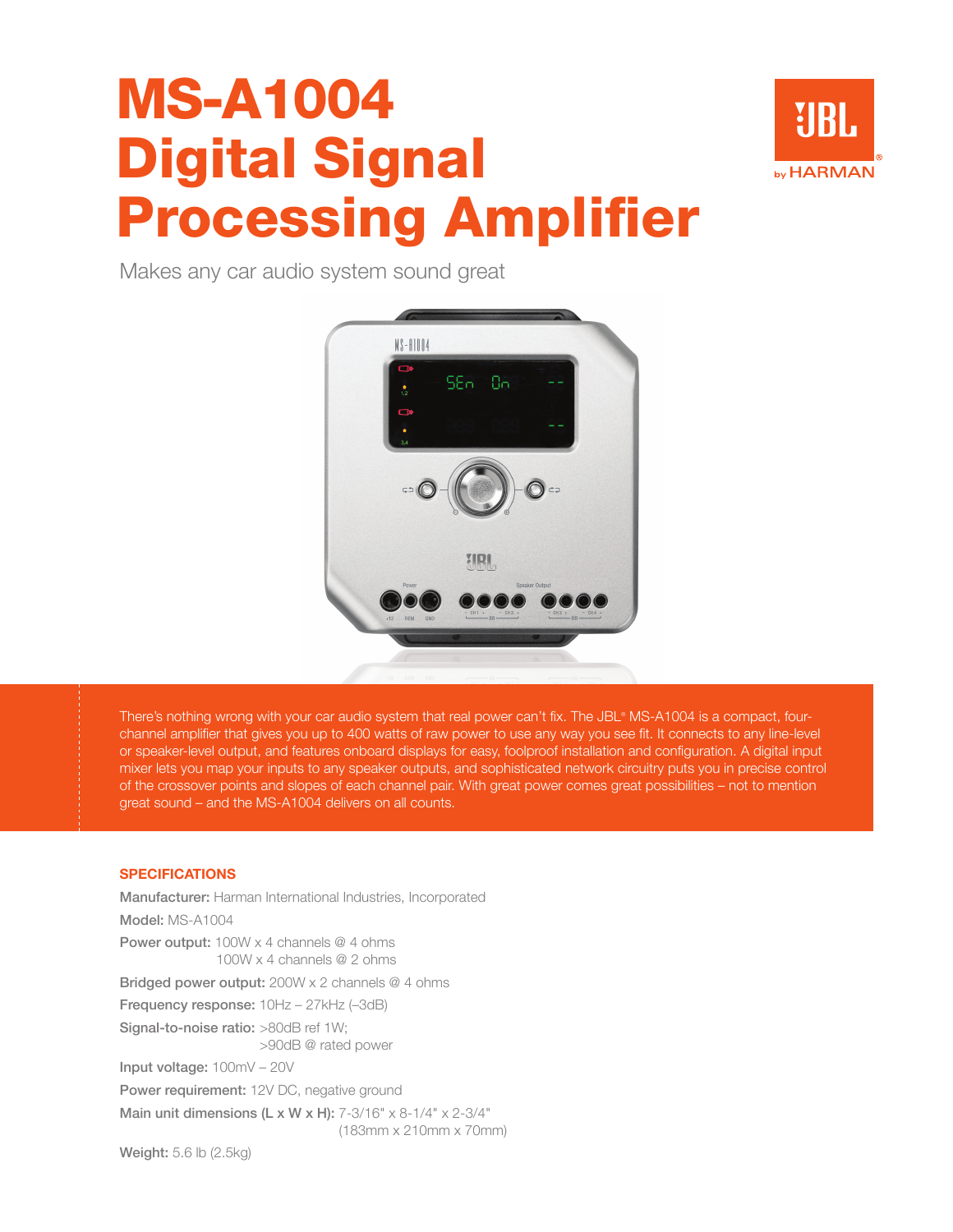# MS-A1004 Digital Signal Processing Amplifier

Makes any car audio system sound great

There's nothing wrong with your car audio system that real power can't fix. The JBL® MS-A1004 is a compact, four-channel amplifier that gives you up to 400 watts of raw power to use any way you see fit. It connects to any line-level or speaker-level output, and features onboard displays for easy, foolproof installation and configuration. A digital input mixer lets you map your inputs to any speaker outputs, and sophisticated network circuitry puts you in precise control of the crossover points and slopes of each channel pair. With great power comes great possibilities – not to mention great sound – and the MS-A1004 delivers on all counts.

## SPECIFICATIONS

**Manufacturer:** Harman International Industries, Incorporated

**Model:** MS-A1004

**Power output:** 100W x 4 channels @ 4 ohms
100W x 4 channels @ 2 ohms

**Bridged power output:** 200W x 2 channels @ 4 ohms

**Frequency response:** 10Hz – 27kHz (–3dB)

**Signal-to-noise ratio:** >80dB ref 1W;
>90dB @ rated power

**Input voltage:** 100mV – 20V

**Power requirement:** 12V DC, negative ground

**Main unit dimensions (L x W x H):** 7-3/16" x 8-1/4" x 2-3/4"
(183mm x 210mm x 70mm)

**Weight:** 5.6 lb (2.5kg)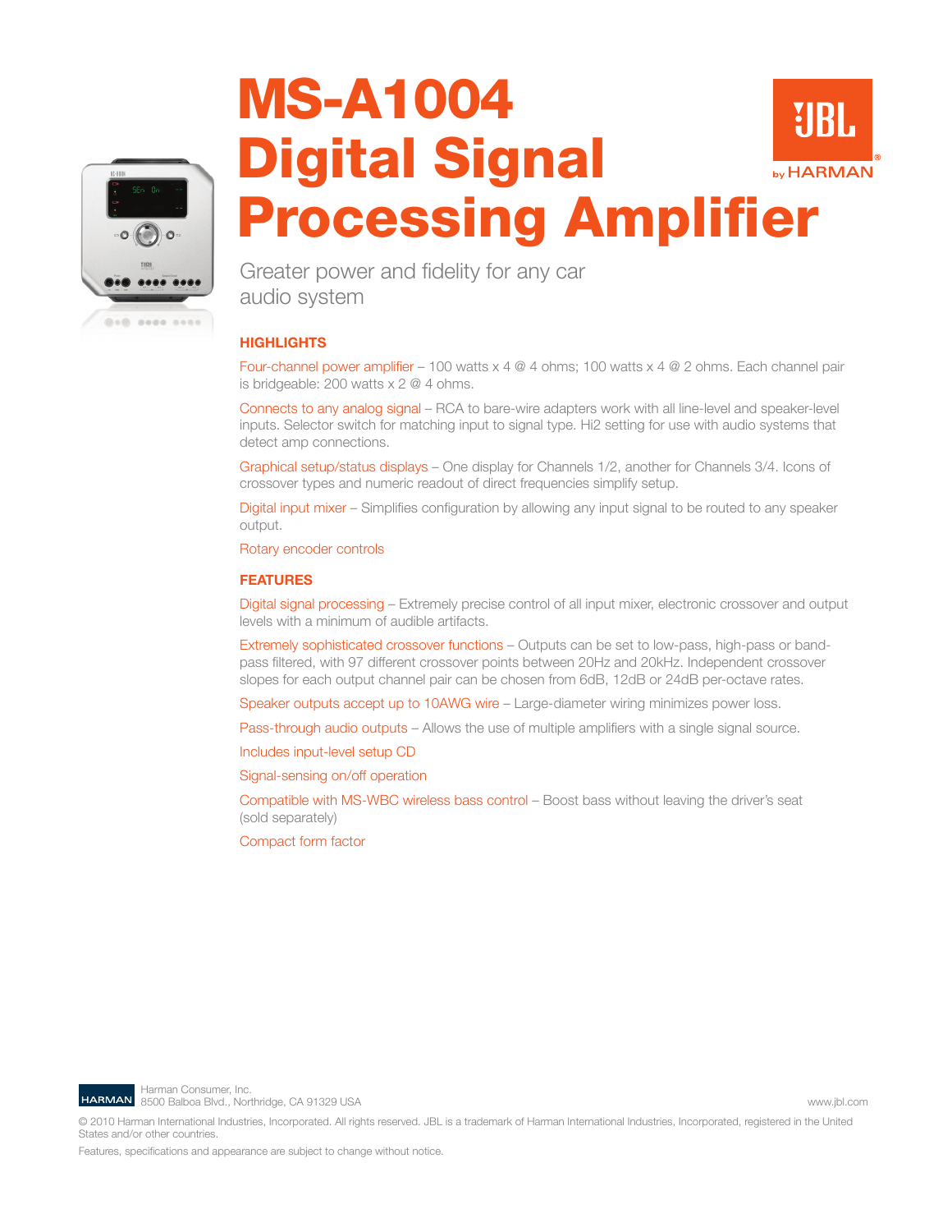# MS-A1004 Digital Signal Processing Amplifier

Greater power and fidelity for any car audio system

## HIGHLIGHTS

Four-channel power amplifier – 100 watts x 4 @ 4 ohms; 100 watts x 4 @ 2 ohms. Each channel pair is bridgeable: 200 watts x 2 @ 4 ohms.

Connects to any analog signal – RCA to bare-wire adapters work with all line-level and speaker-level inputs. Selector switch for matching input to signal type. Hi2 setting for use with audio systems that detect amp connections.

Graphical setup/status displays – One display for Channels 1/2, another for Channels 3/4. Icons of crossover types and numeric readout of direct frequencies simplify setup.

Digital input mixer – Simplifies configuration by allowing any input signal to be routed to any speaker output.

Rotary encoder controls

## FEATURES

Digital signal processing – Extremely precise control of all input mixer, electronic crossover and output levels with a minimum of audible artifacts.

Extremely sophisticated crossover functions – Outputs can be set to low-pass, high-pass or band-pass filtered, with 97 different crossover points between 20Hz and 20kHz. Independent crossover slopes for each output channel pair can be chosen from 6dB, 12dB or 24dB per-octave rates.

Speaker outputs accept up to 10AWG wire – Large-diameter wiring minimizes power loss.

Pass-through audio outputs – Allows the use of multiple amplifiers with a single signal source.

Includes input-level setup CD

Signal-sensing on/off operation

Compatible with MS-WBC wireless bass control – Boost bass without leaving the driver's seat (sold separately)

Compact form factor

Harman Consumer, Inc.
8500 Balboa Blvd., Northridge, CA 91329 USA

www.jbl.com

© 2010 Harman International Industries, Incorporated. All rights reserved. JBL is a trademark of Harman International Industries, Incorporated, registered in the United States and/or other countries.

Features, specifications and appearance are subject to change without notice.